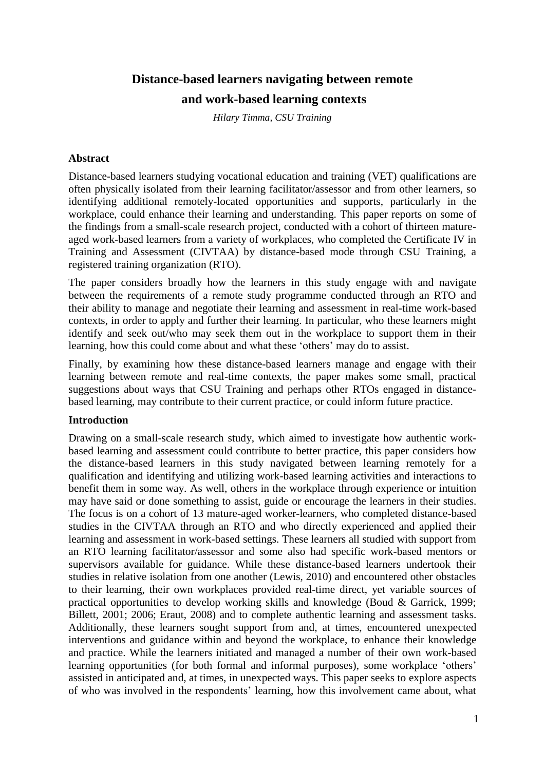# Distance-based learners navigating between remote and work-based learning contexts

*Hilary Timma, CSU Training*

## Abstract

Distance-based learners studying vocational education and training (VET) qualifications are often physically isolated from their learning facilitator/assessor and from other learners, so identifying additional remotely-located opportunities and supports, particularly in the workplace, could enhance their learning and understanding. This paper reports on some of the findings from a small-scale research project, conducted with a cohort of thirteen mature-aged work-based learners from a variety of workplaces, who completed the Certificate IV in Training and Assessment (CIVTAA) by distance-based mode through CSU Training, a registered training organization (RTO).

The paper considers broadly how the learners in this study engage with and navigate between the requirements of a remote study programme conducted through an RTO and their ability to manage and negotiate their learning and assessment in real-time work-based contexts, in order to apply and further their learning. In particular, who these learners might identify and seek out/who may seek them out in the workplace to support them in their learning, how this could come about and what these 'others' may do to assist.

Finally, by examining how these distance-based learners manage and engage with their learning between remote and real-time contexts, the paper makes some small, practical suggestions about ways that CSU Training and perhaps other RTOs engaged in distance-based learning, may contribute to their current practice, or could inform future practice.

## Introduction

Drawing on a small-scale research study, which aimed to investigate how authentic work-based learning and assessment could contribute to better practice, this paper considers how the distance-based learners in this study navigated between learning remotely for a qualification and identifying and utilizing work-based learning activities and interactions to benefit them in some way. As well, others in the workplace through experience or intuition may have said or done something to assist, guide or encourage the learners in their studies. The focus is on a cohort of 13 mature-aged worker-learners, who completed distance-based studies in the CIVTAA through an RTO and who directly experienced and applied their learning and assessment in work-based settings. These learners all studied with support from an RTO learning facilitator/assessor and some also had specific work-based mentors or supervisors available for guidance. While these distance-based learners undertook their studies in relative isolation from one another (Lewis, 2010) and encountered other obstacles to their learning, their own workplaces provided real-time direct, yet variable sources of practical opportunities to develop working skills and knowledge (Boud & Garrick, 1999; Billett, 2001; 2006; Eraut, 2008) and to complete authentic learning and assessment tasks. Additionally, these learners sought support from and, at times, encountered unexpected interventions and guidance within and beyond the workplace, to enhance their knowledge and practice. While the learners initiated and managed a number of their own work-based learning opportunities (for both formal and informal purposes), some workplace 'others' assisted in anticipated and, at times, in unexpected ways. This paper seeks to explore aspects of who was involved in the respondents' learning, how this involvement came about, what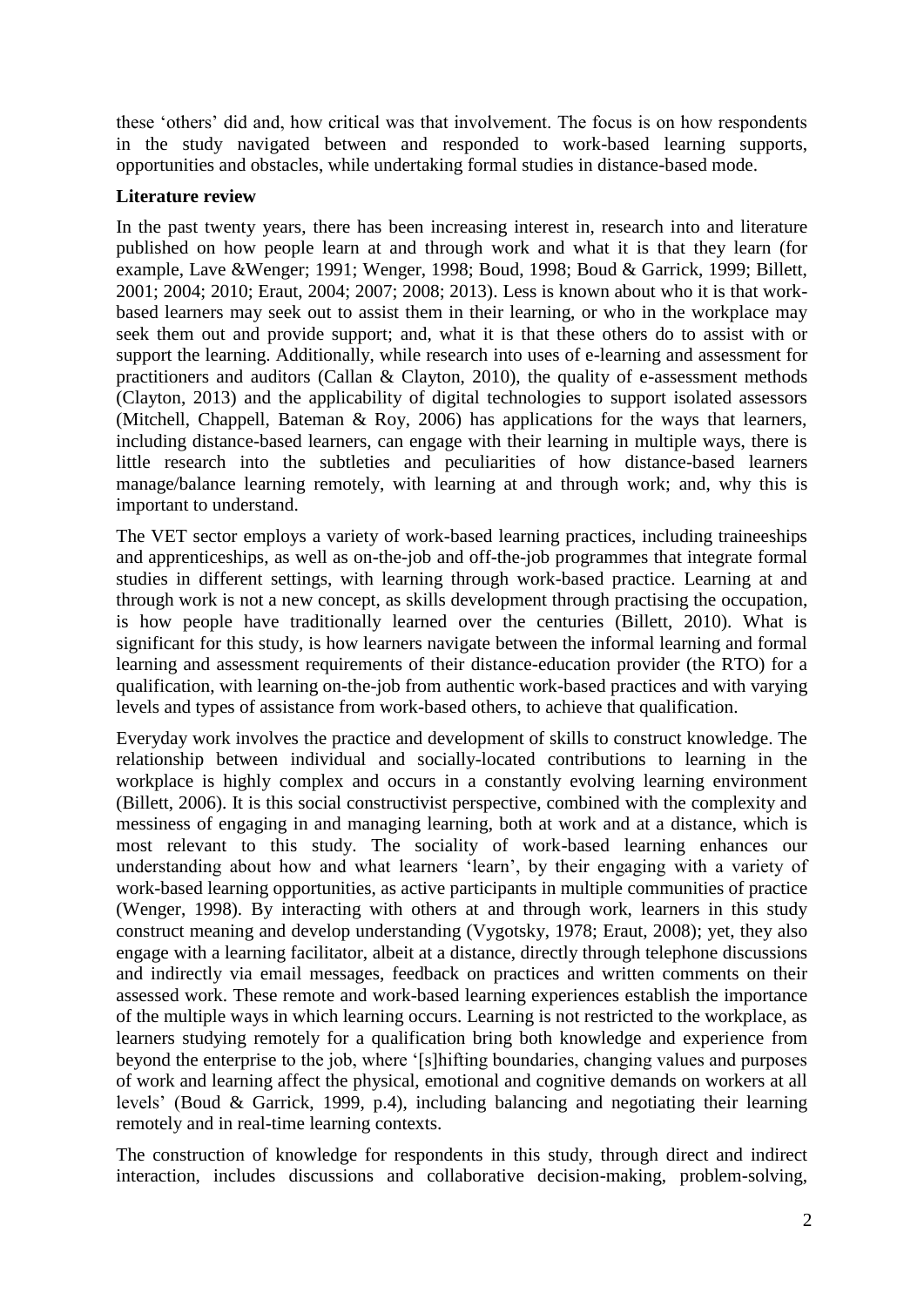these 'others' did and, how critical was that involvement. The focus is on how respondents in the study navigated between and responded to work-based learning supports, opportunities and obstacles, while undertaking formal studies in distance-based mode.

**Literature review**

In the past twenty years, there has been increasing interest in, research into and literature published on how people learn at and through work and what it is that they learn (for example, Lave &Wenger; 1991; Wenger, 1998; Boud, 1998; Boud & Garrick, 1999; Billett, 2001; 2004; 2010; Eraut, 2004; 2007; 2008; 2013). Less is known about who it is that work-based learners may seek out to assist them in their learning, or who in the workplace may seek them out and provide support; and, what it is that these others do to assist with or support the learning. Additionally, while research into uses of e-learning and assessment for practitioners and auditors (Callan & Clayton, 2010), the quality of e-assessment methods (Clayton, 2013) and the applicability of digital technologies to support isolated assessors (Mitchell, Chappell, Bateman & Roy, 2006) has applications for the ways that learners, including distance-based learners, can engage with their learning in multiple ways, there is little research into the subtleties and peculiarities of how distance-based learners manage/balance learning remotely, with learning at and through work; and, why this is important to understand.

The VET sector employs a variety of work-based learning practices, including traineeships and apprenticeships, as well as on-the-job and off-the-job programmes that integrate formal studies in different settings, with learning through work-based practice. Learning at and through work is not a new concept, as skills development through practising the occupation, is how people have traditionally learned over the centuries (Billett, 2010). What is significant for this study, is how learners navigate between the informal learning and formal learning and assessment requirements of their distance-education provider (the RTO) for a qualification, with learning on-the-job from authentic work-based practices and with varying levels and types of assistance from work-based others, to achieve that qualification.

Everyday work involves the practice and development of skills to construct knowledge. The relationship between individual and socially-located contributions to learning in the workplace is highly complex and occurs in a constantly evolving learning environment (Billett, 2006). It is this social constructivist perspective, combined with the complexity and messiness of engaging in and managing learning, both at work and at a distance, which is most relevant to this study. The sociality of work-based learning enhances our understanding about how and what learners 'learn', by their engaging with a variety of work-based learning opportunities, as active participants in multiple communities of practice (Wenger, 1998). By interacting with others at and through work, learners in this study construct meaning and develop understanding (Vygotsky, 1978; Eraut, 2008); yet, they also engage with a learning facilitator, albeit at a distance, directly through telephone discussions and indirectly via email messages, feedback on practices and written comments on their assessed work. These remote and work-based learning experiences establish the importance of the multiple ways in which learning occurs. Learning is not restricted to the workplace, as learners studying remotely for a qualification bring both knowledge and experience from beyond the enterprise to the job, where '[s]hifting boundaries, changing values and purposes of work and learning affect the physical, emotional and cognitive demands on workers at all levels' (Boud & Garrick, 1999, p.4), including balancing and negotiating their learning remotely and in real-time learning contexts.

The construction of knowledge for respondents in this study, through direct and indirect interaction, includes discussions and collaborative decision-making, problem-solving,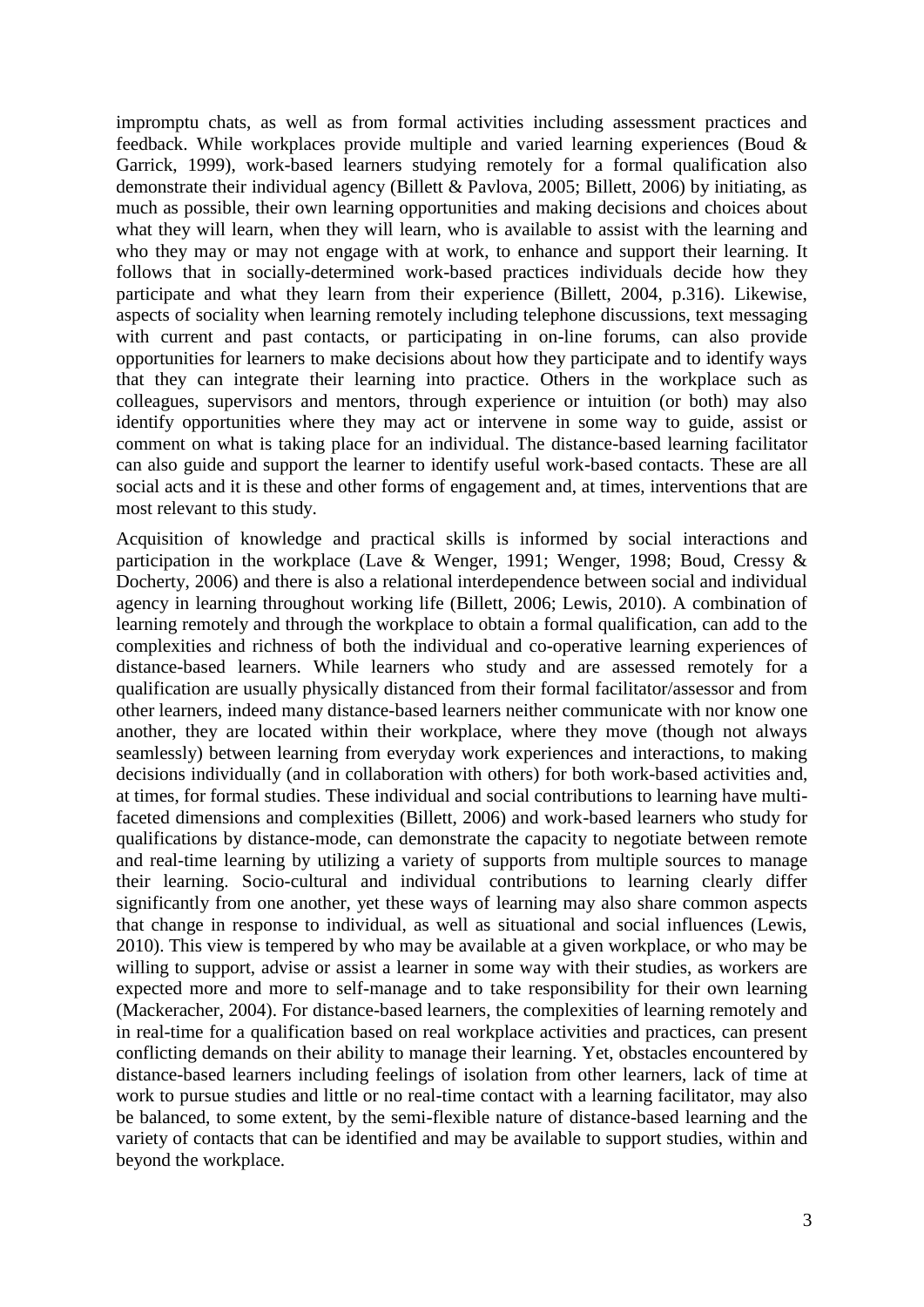impromptu chats, as well as from formal activities including assessment practices and feedback. While workplaces provide multiple and varied learning experiences (Boud & Garrick, 1999), work-based learners studying remotely for a formal qualification also demonstrate their individual agency (Billett & Pavlova, 2005; Billett, 2006) by initiating, as much as possible, their own learning opportunities and making decisions and choices about what they will learn, when they will learn, who is available to assist with the learning and who they may or may not engage with at work, to enhance and support their learning. It follows that in socially-determined work-based practices individuals decide how they participate and what they learn from their experience (Billett, 2004, p.316). Likewise, aspects of sociality when learning remotely including telephone discussions, text messaging with current and past contacts, or participating in on-line forums, can also provide opportunities for learners to make decisions about how they participate and to identify ways that they can integrate their learning into practice. Others in the workplace such as colleagues, supervisors and mentors, through experience or intuition (or both) may also identify opportunities where they may act or intervene in some way to guide, assist or comment on what is taking place for an individual. The distance-based learning facilitator can also guide and support the learner to identify useful work-based contacts. These are all social acts and it is these and other forms of engagement and, at times, interventions that are most relevant to this study.

Acquisition of knowledge and practical skills is informed by social interactions and participation in the workplace (Lave & Wenger, 1991; Wenger, 1998; Boud, Cressy & Docherty, 2006) and there is also a relational interdependence between social and individual agency in learning throughout working life (Billett, 2006; Lewis, 2010). A combination of learning remotely and through the workplace to obtain a formal qualification, can add to the complexities and richness of both the individual and co-operative learning experiences of distance-based learners. While learners who study and are assessed remotely for a qualification are usually physically distanced from their formal facilitator/assessor and from other learners, indeed many distance-based learners neither communicate with nor know one another, they are located within their workplace, where they move (though not always seamlessly) between learning from everyday work experiences and interactions, to making decisions individually (and in collaboration with others) for both work-based activities and, at times, for formal studies. These individual and social contributions to learning have multi-faceted dimensions and complexities (Billett, 2006) and work-based learners who study for qualifications by distance-mode, can demonstrate the capacity to negotiate between remote and real-time learning by utilizing a variety of supports from multiple sources to manage their learning. Socio-cultural and individual contributions to learning clearly differ significantly from one another, yet these ways of learning may also share common aspects that change in response to individual, as well as situational and social influences (Lewis, 2010). This view is tempered by who may be available at a given workplace, or who may be willing to support, advise or assist a learner in some way with their studies, as workers are expected more and more to self-manage and to take responsibility for their own learning (Mackeracher, 2004). For distance-based learners, the complexities of learning remotely and in real-time for a qualification based on real workplace activities and practices, can present conflicting demands on their ability to manage their learning. Yet, obstacles encountered by distance-based learners including feelings of isolation from other learners, lack of time at work to pursue studies and little or no real-time contact with a learning facilitator, may also be balanced, to some extent, by the semi-flexible nature of distance-based learning and the variety of contacts that can be identified and may be available to support studies, within and beyond the workplace.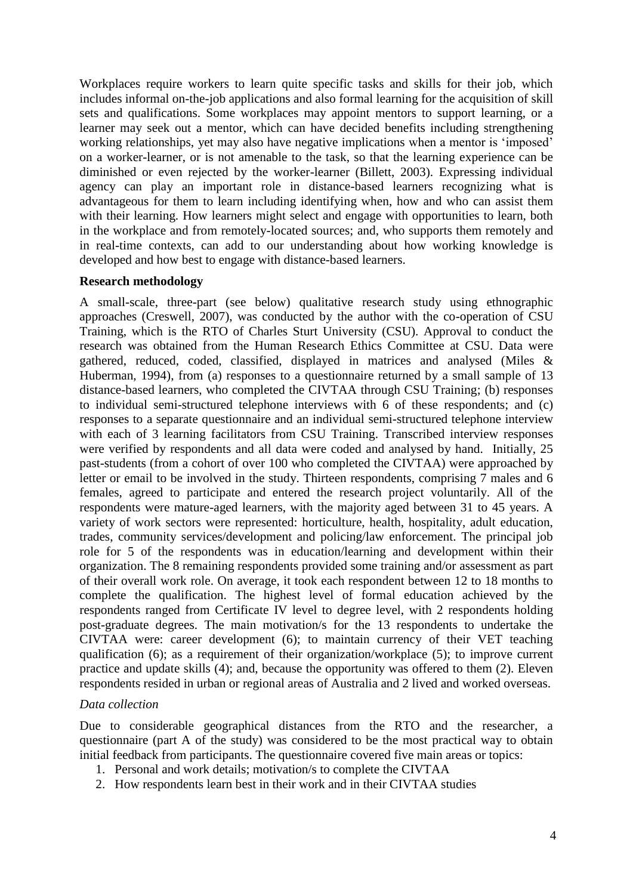Workplaces require workers to learn quite specific tasks and skills for their job, which includes informal on-the-job applications and also formal learning for the acquisition of skill sets and qualifications. Some workplaces may appoint mentors to support learning, or a learner may seek out a mentor, which can have decided benefits including strengthening working relationships, yet may also have negative implications when a mentor is 'imposed' on a worker-learner, or is not amenable to the task, so that the learning experience can be diminished or even rejected by the worker-learner (Billett, 2003). Expressing individual agency can play an important role in distance-based learners recognizing what is advantageous for them to learn including identifying when, how and who can assist them with their learning. How learners might select and engage with opportunities to learn, both in the workplace and from remotely-located sources; and, who supports them remotely and in real-time contexts, can add to our understanding about how working knowledge is developed and how best to engage with distance-based learners.

## Research methodology

A small-scale, three-part (see below) qualitative research study using ethnographic approaches (Creswell, 2007), was conducted by the author with the co-operation of CSU Training, which is the RTO of Charles Sturt University (CSU). Approval to conduct the research was obtained from the Human Research Ethics Committee at CSU. Data were gathered, reduced, coded, classified, displayed in matrices and analysed (Miles & Huberman, 1994), from (a) responses to a questionnaire returned by a small sample of 13 distance-based learners, who completed the CIVTAA through CSU Training; (b) responses to individual semi-structured telephone interviews with 6 of these respondents; and (c) responses to a separate questionnaire and an individual semi-structured telephone interview with each of 3 learning facilitators from CSU Training. Transcribed interview responses were verified by respondents and all data were coded and analysed by hand. Initially, 25 past-students (from a cohort of over 100 who completed the CIVTAA) were approached by letter or email to be involved in the study. Thirteen respondents, comprising 7 males and 6 females, agreed to participate and entered the research project voluntarily. All of the respondents were mature-aged learners, with the majority aged between 31 to 45 years. A variety of work sectors were represented: horticulture, health, hospitality, adult education, trades, community services/development and policing/law enforcement. The principal job role for 5 of the respondents was in education/learning and development within their organization. The 8 remaining respondents provided some training and/or assessment as part of their overall work role. On average, it took each respondent between 12 to 18 months to complete the qualification. The highest level of formal education achieved by the respondents ranged from Certificate IV level to degree level, with 2 respondents holding post-graduate degrees. The main motivation/s for the 13 respondents to undertake the CIVTAA were: career development (6); to maintain currency of their VET teaching qualification (6); as a requirement of their organization/workplace (5); to improve current practice and update skills (4); and, because the opportunity was offered to them (2). Eleven respondents resided in urban or regional areas of Australia and 2 lived and worked overseas.

### *Data collection*

Due to considerable geographical distances from the RTO and the researcher, a questionnaire (part A of the study) was considered to be the most practical way to obtain initial feedback from participants. The questionnaire covered five main areas or topics:

1. Personal and work details; motivation/s to complete the CIVTAA
2. How respondents learn best in their work and in their CIVTAA studies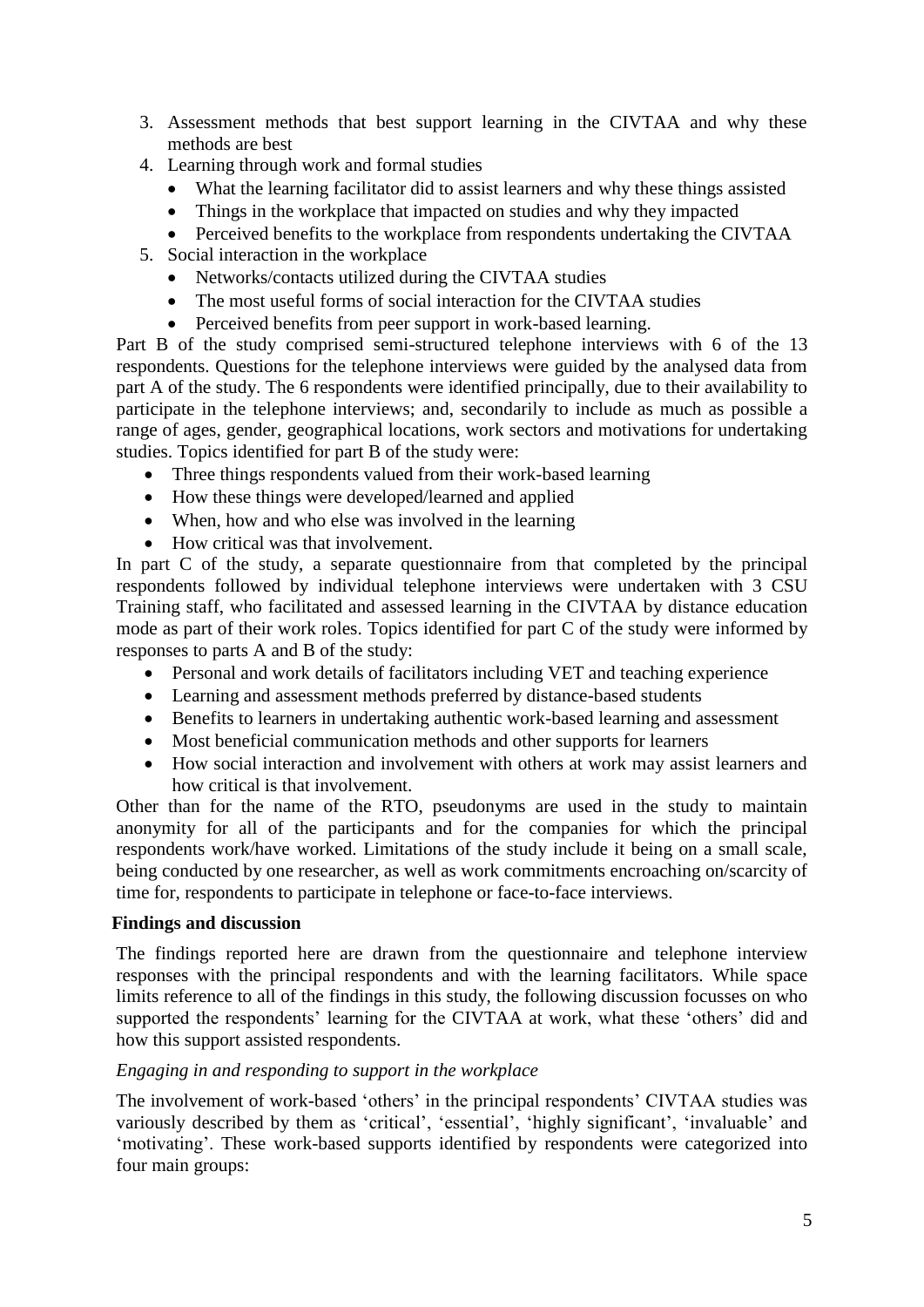3. Assessment methods that best support learning in the CIVTAA and why these methods are best
4. Learning through work and formal studies
    - What the learning facilitator did to assist learners and why these things assisted
    - Things in the workplace that impacted on studies and why they impacted
    - Perceived benefits to the workplace from respondents undertaking the CIVTAA
5. Social interaction in the workplace
    - Networks/contacts utilized during the CIVTAA studies
    - The most useful forms of social interaction for the CIVTAA studies
    - Perceived benefits from peer support in work-based learning.

Part B of the study comprised semi-structured telephone interviews with 6 of the 13 respondents. Questions for the telephone interviews were guided by the analysed data from part A of the study. The 6 respondents were identified principally, due to their availability to participate in the telephone interviews; and, secondarily to include as much as possible a range of ages, gender, geographical locations, work sectors and motivations for undertaking studies. Topics identified for part B of the study were:

- Three things respondents valued from their work-based learning
- How these things were developed/learned and applied
- When, how and who else was involved in the learning
- How critical was that involvement.

In part C of the study, a separate questionnaire from that completed by the principal respondents followed by individual telephone interviews were undertaken with 3 CSU Training staff, who facilitated and assessed learning in the CIVTAA by distance education mode as part of their work roles. Topics identified for part C of the study were informed by responses to parts A and B of the study:

- Personal and work details of facilitators including VET and teaching experience
- Learning and assessment methods preferred by distance-based students
- Benefits to learners in undertaking authentic work-based learning and assessment
- Most beneficial communication methods and other supports for learners
- How social interaction and involvement with others at work may assist learners and how critical is that involvement.

Other than for the name of the RTO, pseudonyms are used in the study to maintain anonymity for all of the participants and for the companies for which the principal respondents work/have worked. Limitations of the study include it being on a small scale, being conducted by one researcher, as well as work commitments encroaching on/scarcity of time for, respondents to participate in telephone or face-to-face interviews.

## Findings and discussion

The findings reported here are drawn from the questionnaire and telephone interview responses with the principal respondents and with the learning facilitators. While space limits reference to all of the findings in this study, the following discussion focusses on who supported the respondents' learning for the CIVTAA at work, what these 'others' did and how this support assisted respondents.

### *Engaging in and responding to support in the workplace*

The involvement of work-based 'others' in the principal respondents' CIVTAA studies was variously described by them as 'critical', 'essential', 'highly significant', 'invaluable' and 'motivating'. These work-based supports identified by respondents were categorized into four main groups: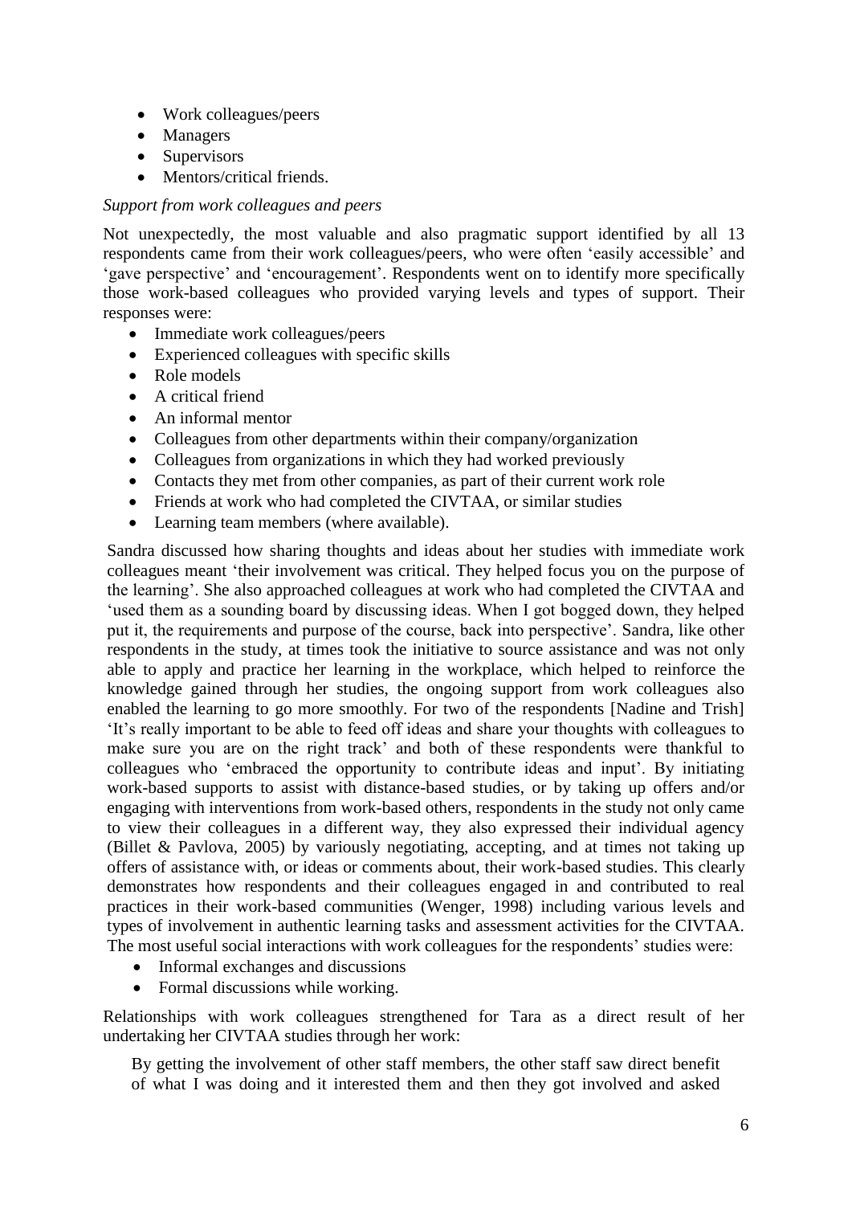- Work colleagues/peers
- Managers
- Supervisors
- Mentors/critical friends.

*Support from work colleagues and peers*

Not unexpectedly, the most valuable and also pragmatic support identified by all 13 respondents came from their work colleagues/peers, who were often 'easily accessible' and 'gave perspective' and 'encouragement'. Respondents went on to identify more specifically those work-based colleagues who provided varying levels and types of support. Their responses were:

- Immediate work colleagues/peers
- Experienced colleagues with specific skills
- Role models
- A critical friend
- An informal mentor
- Colleagues from other departments within their company/organization
- Colleagues from organizations in which they had worked previously
- Contacts they met from other companies, as part of their current work role
- Friends at work who had completed the CIVTAA, or similar studies
- Learning team members (where available).

Sandra discussed how sharing thoughts and ideas about her studies with immediate work colleagues meant 'their involvement was critical. They helped focus you on the purpose of the learning'. She also approached colleagues at work who had completed the CIVTAA and 'used them as a sounding board by discussing ideas. When I got bogged down, they helped put it, the requirements and purpose of the course, back into perspective'. Sandra, like other respondents in the study, at times took the initiative to source assistance and was not only able to apply and practice her learning in the workplace, which helped to reinforce the knowledge gained through her studies, the ongoing support from work colleagues also enabled the learning to go more smoothly. For two of the respondents [Nadine and Trish] 'It's really important to be able to feed off ideas and share your thoughts with colleagues to make sure you are on the right track' and both of these respondents were thankful to colleagues who 'embraced the opportunity to contribute ideas and input'. By initiating work-based supports to assist with distance-based studies, or by taking up offers and/or engaging with interventions from work-based others, respondents in the study not only came to view their colleagues in a different way, they also expressed their individual agency (Billet & Pavlova, 2005) by variously negotiating, accepting, and at times not taking up offers of assistance with, or ideas or comments about, their work-based studies. This clearly demonstrates how respondents and their colleagues engaged in and contributed to real practices in their work-based communities (Wenger, 1998) including various levels and types of involvement in authentic learning tasks and assessment activities for the CIVTAA. The most useful social interactions with work colleagues for the respondents' studies were:

- Informal exchanges and discussions
- Formal discussions while working.

Relationships with work colleagues strengthened for Tara as a direct result of her undertaking her CIVTAA studies through her work:

> By getting the involvement of other staff members, the other staff saw direct benefit of what I was doing and it interested them and then they got involved and asked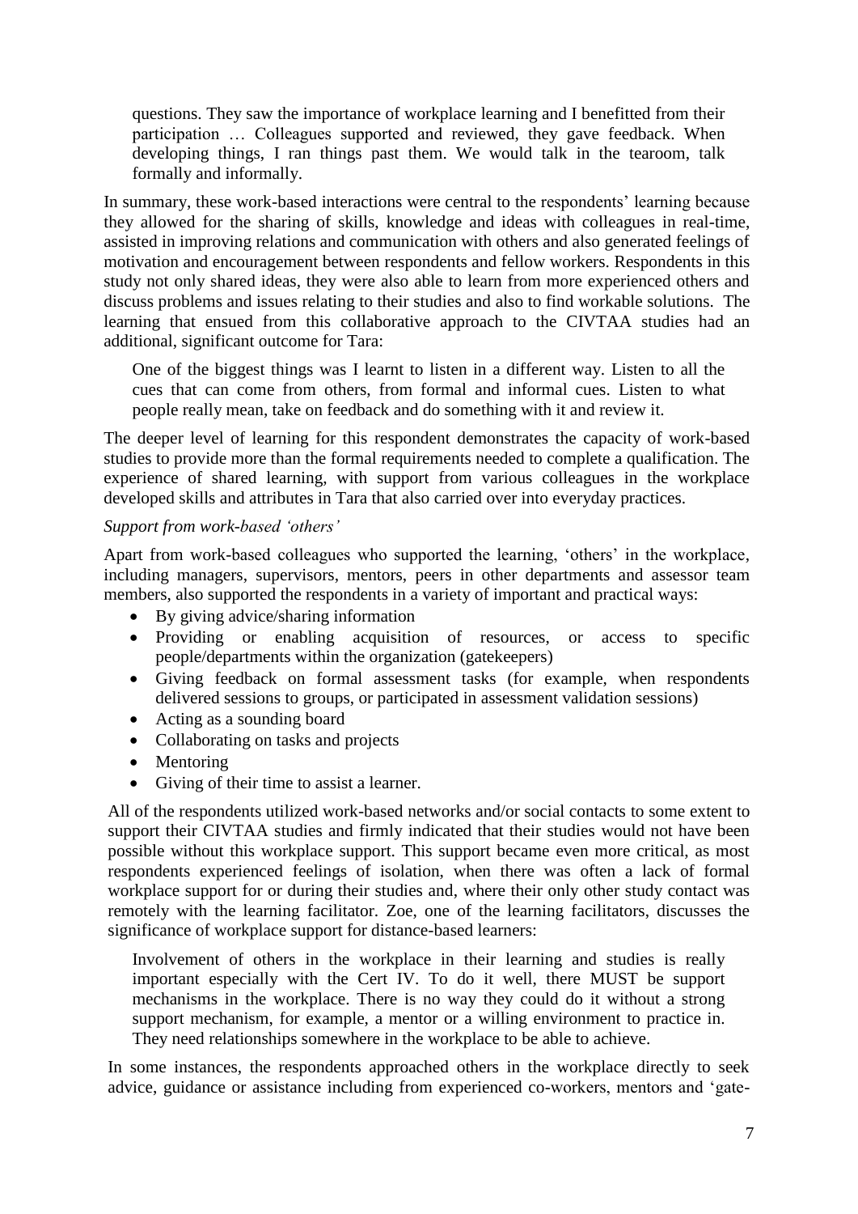> questions. They saw the importance of workplace learning and I benefitted from their participation … Colleagues supported and reviewed, they gave feedback. When developing things, I ran things past them. We would talk in the tearoom, talk formally and informally.

In summary, these work-based interactions were central to the respondents' learning because they allowed for the sharing of skills, knowledge and ideas with colleagues in real-time, assisted in improving relations and communication with others and also generated feelings of motivation and encouragement between respondents and fellow workers. Respondents in this study not only shared ideas, they were also able to learn from more experienced others and discuss problems and issues relating to their studies and also to find workable solutions. The learning that ensued from this collaborative approach to the CIVTAA studies had an additional, significant outcome for Tara:

> One of the biggest things was I learnt to listen in a different way. Listen to all the cues that can come from others, from formal and informal cues. Listen to what people really mean, take on feedback and do something with it and review it.

The deeper level of learning for this respondent demonstrates the capacity of work-based studies to provide more than the formal requirements needed to complete a qualification. The experience of shared learning, with support from various colleagues in the workplace developed skills and attributes in Tara that also carried over into everyday practices.

*Support from work-based 'others'*

Apart from work-based colleagues who supported the learning, 'others' in the workplace, including managers, supervisors, mentors, peers in other departments and assessor team members, also supported the respondents in a variety of important and practical ways:

- By giving advice/sharing information
- Providing or enabling acquisition of resources, or access to specific people/departments within the organization (gatekeepers)
- Giving feedback on formal assessment tasks (for example, when respondents delivered sessions to groups, or participated in assessment validation sessions)
- Acting as a sounding board
- Collaborating on tasks and projects
- Mentoring
- Giving of their time to assist a learner.

All of the respondents utilized work-based networks and/or social contacts to some extent to support their CIVTAA studies and firmly indicated that their studies would not have been possible without this workplace support. This support became even more critical, as most respondents experienced feelings of isolation, when there was often a lack of formal workplace support for or during their studies and, where their only other study contact was remotely with the learning facilitator. Zoe, one of the learning facilitators, discusses the significance of workplace support for distance-based learners:

> Involvement of others in the workplace in their learning and studies is really important especially with the Cert IV. To do it well, there MUST be support mechanisms in the workplace. There is no way they could do it without a strong support mechanism, for example, a mentor or a willing environment to practice in. They need relationships somewhere in the workplace to be able to achieve.

In some instances, the respondents approached others in the workplace directly to seek advice, guidance or assistance including from experienced co-workers, mentors and 'gate-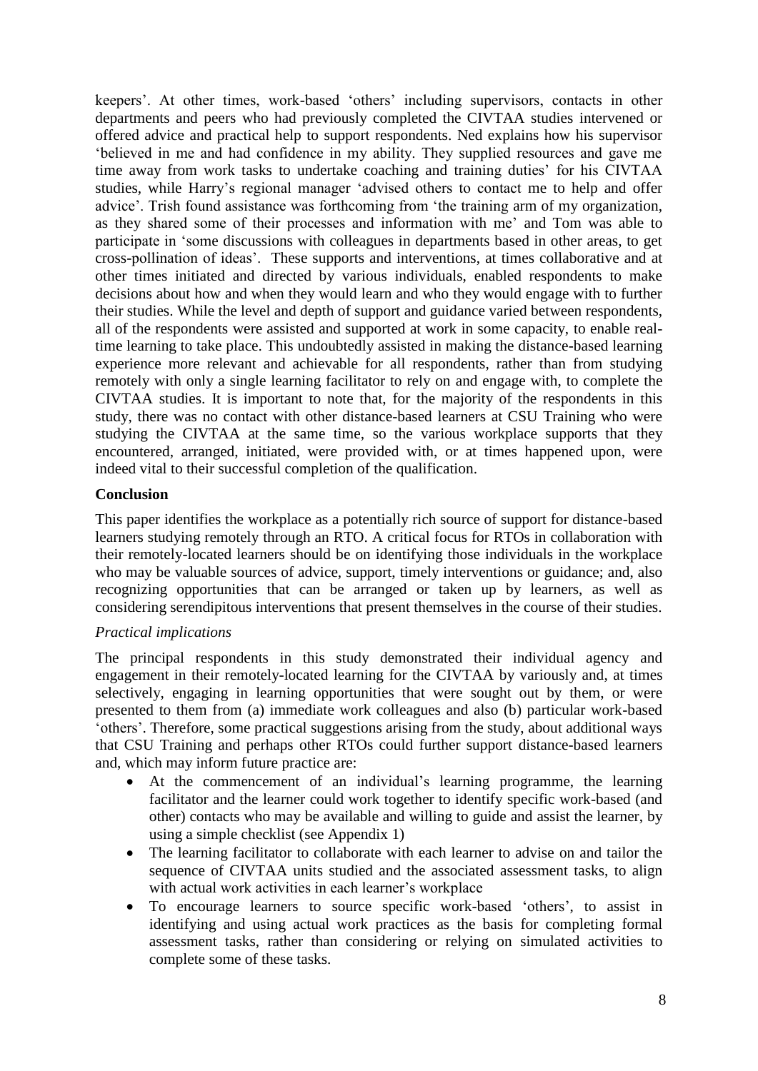keepers'. At other times, work-based 'others' including supervisors, contacts in other departments and peers who had previously completed the CIVTAA studies intervened or offered advice and practical help to support respondents. Ned explains how his supervisor 'believed in me and had confidence in my ability. They supplied resources and gave me time away from work tasks to undertake coaching and training duties' for his CIVTAA studies, while Harry's regional manager 'advised others to contact me to help and offer advice'. Trish found assistance was forthcoming from 'the training arm of my organization, as they shared some of their processes and information with me' and Tom was able to participate in 'some discussions with colleagues in departments based in other areas, to get cross-pollination of ideas'. These supports and interventions, at times collaborative and at other times initiated and directed by various individuals, enabled respondents to make decisions about how and when they would learn and who they would engage with to further their studies. While the level and depth of support and guidance varied between respondents, all of the respondents were assisted and supported at work in some capacity, to enable real-time learning to take place. This undoubtedly assisted in making the distance-based learning experience more relevant and achievable for all respondents, rather than from studying remotely with only a single learning facilitator to rely on and engage with, to complete the CIVTAA studies. It is important to note that, for the majority of the respondents in this study, there was no contact with other distance-based learners at CSU Training who were studying the CIVTAA at the same time, so the various workplace supports that they encountered, arranged, initiated, were provided with, or at times happened upon, were indeed vital to their successful completion of the qualification.

## Conclusion

This paper identifies the workplace as a potentially rich source of support for distance-based learners studying remotely through an RTO. A critical focus for RTOs in collaboration with their remotely-located learners should be on identifying those individuals in the workplace who may be valuable sources of advice, support, timely interventions or guidance; and, also recognizing opportunities that can be arranged or taken up by learners, as well as considering serendipitous interventions that present themselves in the course of their studies.

### *Practical implications*

The principal respondents in this study demonstrated their individual agency and engagement in their remotely-located learning for the CIVTAA by variously and, at times selectively, engaging in learning opportunities that were sought out by them, or were presented to them from (a) immediate work colleagues and also (b) particular work-based 'others'. Therefore, some practical suggestions arising from the study, about additional ways that CSU Training and perhaps other RTOs could further support distance-based learners and, which may inform future practice are:

- At the commencement of an individual's learning programme, the learning facilitator and the learner could work together to identify specific work-based (and other) contacts who may be available and willing to guide and assist the learner, by using a simple checklist (see Appendix 1)
- The learning facilitator to collaborate with each learner to advise on and tailor the sequence of CIVTAA units studied and the associated assessment tasks, to align with actual work activities in each learner's workplace
- To encourage learners to source specific work-based 'others', to assist in identifying and using actual work practices as the basis for completing formal assessment tasks, rather than considering or relying on simulated activities to complete some of these tasks.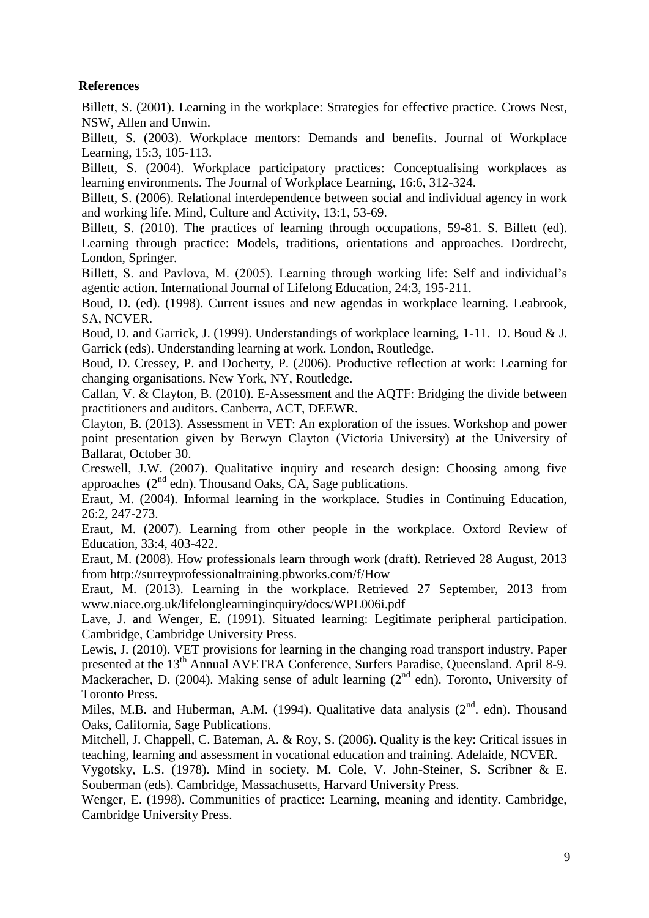## References

Billett, S. (2001). Learning in the workplace: Strategies for effective practice. Crows Nest, NSW, Allen and Unwin.

Billett, S. (2003). Workplace mentors: Demands and benefits. Journal of Workplace Learning, 15:3, 105-113.

Billett, S. (2004). Workplace participatory practices: Conceptualising workplaces as learning environments. The Journal of Workplace Learning, 16:6, 312-324.

Billett, S. (2006). Relational interdependence between social and individual agency in work and working life. Mind, Culture and Activity, 13:1, 53-69.

Billett, S. (2010). The practices of learning through occupations, 59-81. S. Billett (ed). Learning through practice: Models, traditions, orientations and approaches. Dordrecht, London, Springer.

Billett, S. and Pavlova, M. (2005). Learning through working life: Self and individual's agentic action. International Journal of Lifelong Education, 24:3, 195-211.

Boud, D. (ed). (1998). Current issues and new agendas in workplace learning. Leabrook, SA, NCVER.

Boud, D. and Garrick, J. (1999). Understandings of workplace learning, 1-11. D. Boud & J. Garrick (eds). Understanding learning at work. London, Routledge.

Boud, D. Cressey, P. and Docherty, P. (2006). Productive reflection at work: Learning for changing organisations. New York, NY, Routledge.

Callan, V. & Clayton, B. (2010). E-Assessment and the AQTF: Bridging the divide between practitioners and auditors. Canberra, ACT, DEEWR.

Clayton, B. (2013). Assessment in VET: An exploration of the issues. Workshop and power point presentation given by Berwyn Clayton (Victoria University) at the University of Ballarat, October 30.

Creswell, J.W. (2007). Qualitative inquiry and research design: Choosing among five approaches (2nd edn). Thousand Oaks, CA, Sage publications.

Eraut, M. (2004). Informal learning in the workplace. Studies in Continuing Education, 26:2, 247-273.

Eraut, M. (2007). Learning from other people in the workplace. Oxford Review of Education, 33:4, 403-422.

Eraut, M. (2008). How professionals learn through work (draft). Retrieved 28 August, 2013 from http://surreyprofessionaltraining.pbworks.com/f/How

Eraut, M. (2013). Learning in the workplace. Retrieved 27 September, 2013 from www.niace.org.uk/lifelonglearninginquiry/docs/WPL006i.pdf

Lave, J. and Wenger, E. (1991). Situated learning: Legitimate peripheral participation. Cambridge, Cambridge University Press.

Lewis, J. (2010). VET provisions for learning in the changing road transport industry. Paper presented at the 13th Annual AVETRA Conference, Surfers Paradise, Queensland. April 8-9.

Mackeracher, D. (2004). Making sense of adult learning (2nd edn). Toronto, University of Toronto Press.

Miles, M.B. and Huberman, A.M. (1994). Qualitative data analysis (2nd. edn). Thousand Oaks, California, Sage Publications.

Mitchell, J. Chappell, C. Bateman, A. & Roy, S. (2006). Quality is the key: Critical issues in teaching, learning and assessment in vocational education and training. Adelaide, NCVER.

Vygotsky, L.S. (1978). Mind in society. M. Cole, V. John-Steiner, S. Scribner & E. Souberman (eds). Cambridge, Massachusetts, Harvard University Press.

Wenger, E. (1998). Communities of practice: Learning, meaning and identity. Cambridge, Cambridge University Press.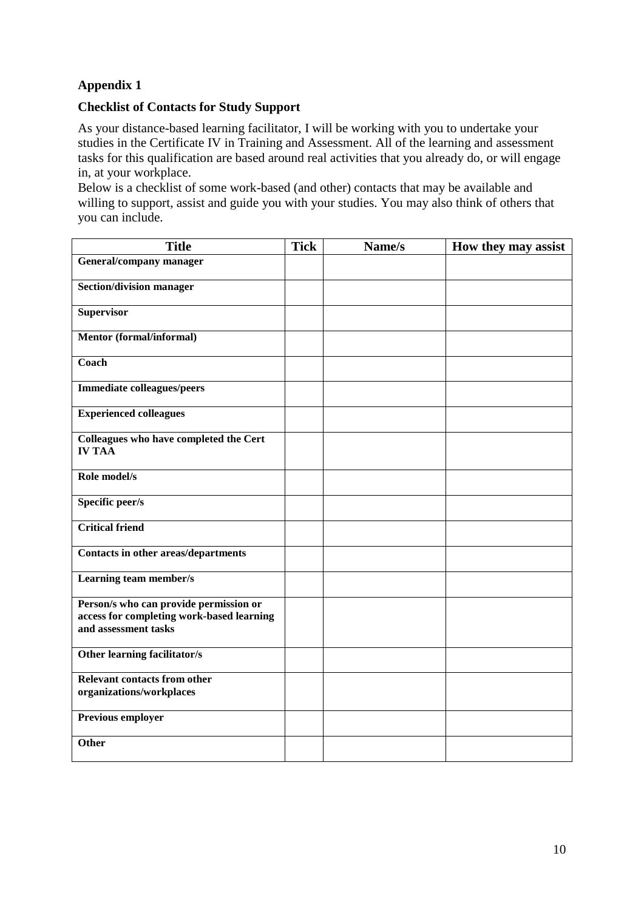**Appendix 1**

**Checklist of Contacts for Study Support**

As your distance-based learning facilitator, I will be working with you to undertake your studies in the Certificate IV in Training and Assessment. All of the learning and assessment tasks for this qualification are based around real activities that you already do, or will engage in, at your workplace.
Below is a checklist of some work-based (and other) contacts that may be available and willing to support, assist and guide you with your studies. You may also think of others that you can include.

| Title | Tick | Name/s | How they may assist |
|---|---|---|---|
| **General/company manager** | | | |
| **Section/division manager** | | | |
| **Supervisor** | | | |
| **Mentor (formal/informal)** | | | |
| **Coach** | | | |
| **Immediate colleagues/peers** | | | |
| **Experienced colleagues** | | | |
| **Colleagues who have completed the Cert IV TAA** | | | |
| **Role model/s** | | | |
| **Specific peer/s** | | | |
| **Critical friend** | | | |
| **Contacts in other areas/departments** | | | |
| **Learning team member/s** | | | |
| **Person/s who can provide permission or access for completing work-based learning and assessment tasks** | | | |
| **Other learning facilitator/s** | | | |
| **Relevant contacts from other organizations/workplaces** | | | |
| **Previous employer** | | | |
| **Other** | | | |